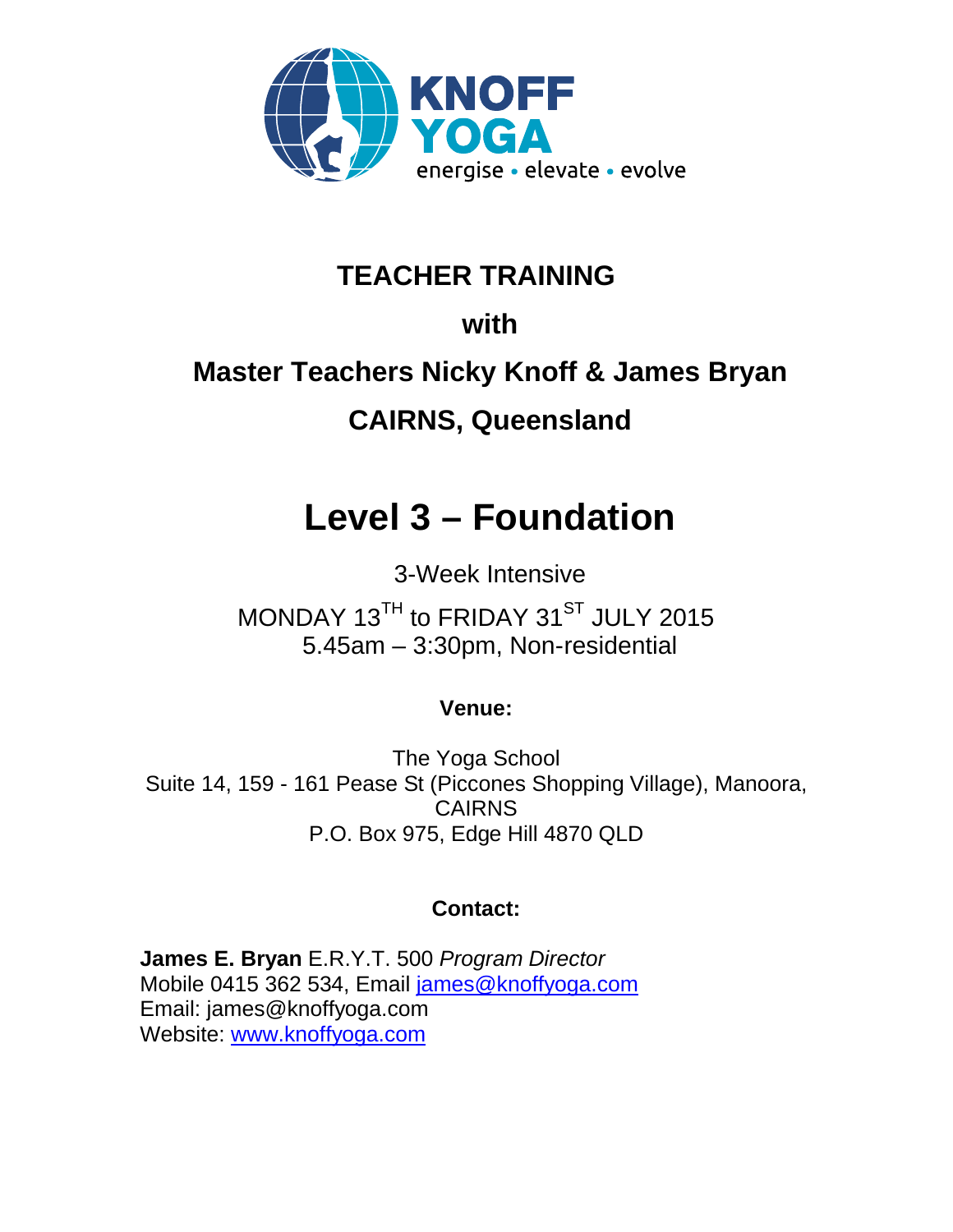KNOFF YOGA
energise • elevate • evolve

# TEACHER TRAINING

**with**

**Master Teachers Nicky Knoff & James Bryan**

**CAIRNS, Queensland**

# Level 3 – Foundation

3-Week Intensive

MONDAY 13TH to FRIDAY 31ST JULY 2015
5.45am – 3:30pm, Non-residential

**Venue:**

The Yoga School
Suite 14, 159 - 161 Pease St (Piccones Shopping Village), Manoora, CAIRNS
P.O. Box 975, Edge Hill 4870 QLD

**Contact:**

**James E. Bryan** E.R.Y.T. 500 *Program Director*
Mobile 0415 362 534, Email james@knoffyoga.com
Email: james@knoffyoga.com
Website: www.knoffyoga.com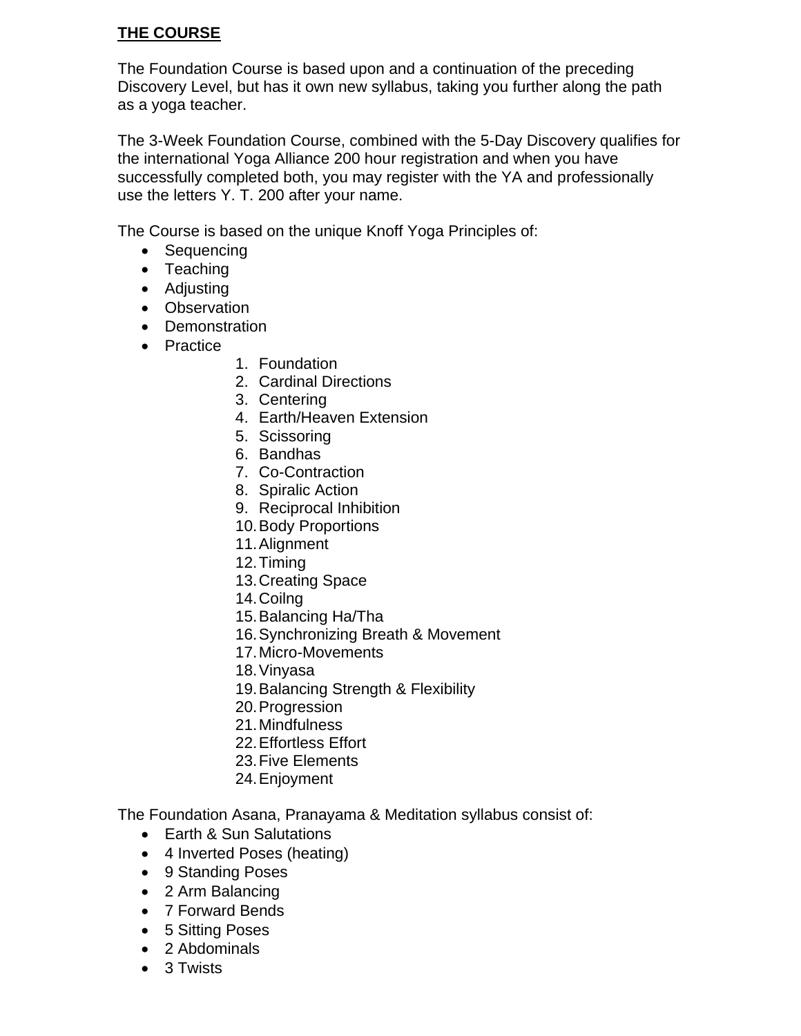**THE COURSE**

The Foundation Course is based upon and a continuation of the preceding Discovery Level, but has it own new syllabus, taking you further along the path as a yoga teacher.

The 3-Week Foundation Course, combined with the 5-Day Discovery qualifies for the international Yoga Alliance 200 hour registration and when you have successfully completed both, you may register with the YA and professionally use the letters Y. T. 200 after your name.

The Course is based on the unique Knoff Yoga Principles of:

- Sequencing
- Teaching
- Adjusting
- Observation
- Demonstration
- Practice
    1. Foundation
    2. Cardinal Directions
    3. Centering
    4. Earth/Heaven Extension
    5. Scissoring
    6. Bandhas
    7. Co-Contraction
    8. Spiralic Action
    9. Reciprocal Inhibition
    10. Body Proportions
    11. Alignment
    12. Timing
    13. Creating Space
    14. Coilng
    15. Balancing Ha/Tha
    16. Synchronizing Breath & Movement
    17. Micro-Movements
    18. Vinyasa
    19. Balancing Strength & Flexibility
    20. Progression
    21. Mindfulness
    22. Effortless Effort
    23. Five Elements
    24. Enjoyment

The Foundation Asana, Pranayama & Meditation syllabus consist of:

- Earth & Sun Salutations
- 4 Inverted Poses (heating)
- 9 Standing Poses
- 2 Arm Balancing
- 7 Forward Bends
- 5 Sitting Poses
- 2 Abdominals
- 3 Twists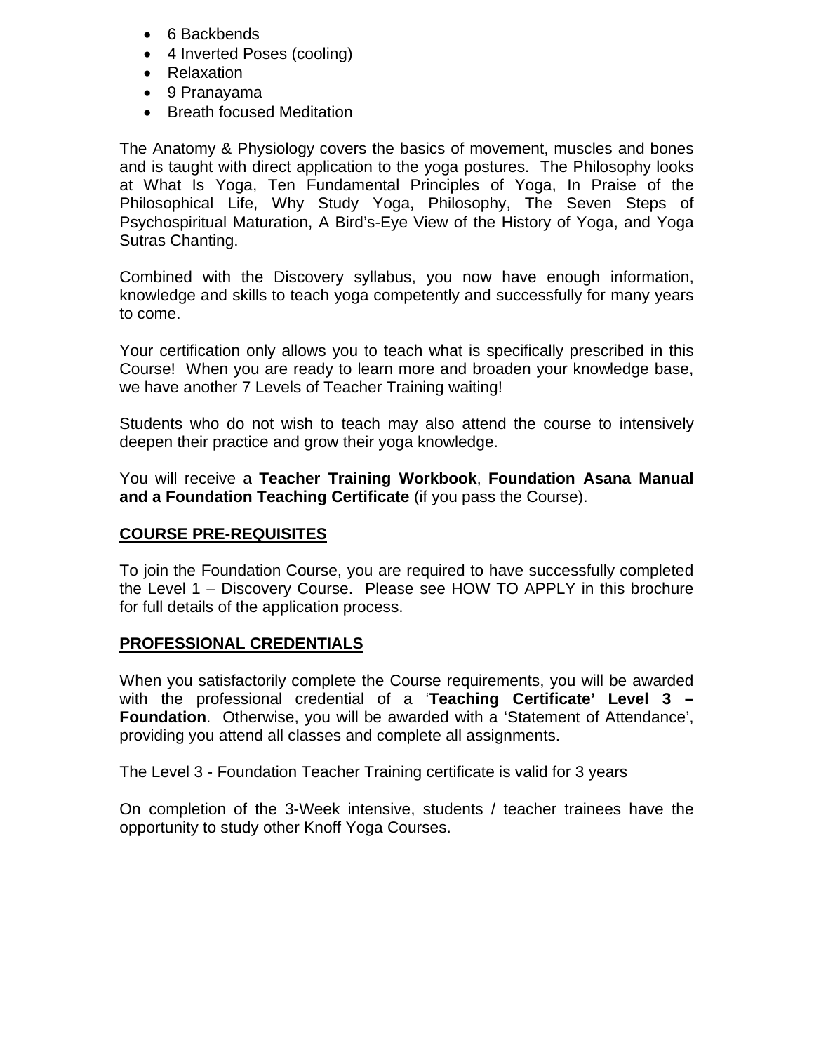- 6 Backbends
- 4 Inverted Poses (cooling)
- Relaxation
- 9 Pranayama
- Breath focused Meditation

The Anatomy & Physiology covers the basics of movement, muscles and bones and is taught with direct application to the yoga postures. The Philosophy looks at What Is Yoga, Ten Fundamental Principles of Yoga, In Praise of the Philosophical Life, Why Study Yoga, Philosophy, The Seven Steps of Psychospiritual Maturation, A Bird's-Eye View of the History of Yoga, and Yoga Sutras Chanting.

Combined with the Discovery syllabus, you now have enough information, knowledge and skills to teach yoga competently and successfully for many years to come.

Your certification only allows you to teach what is specifically prescribed in this Course! When you are ready to learn more and broaden your knowledge base, we have another 7 Levels of Teacher Training waiting!

Students who do not wish to teach may also attend the course to intensively deepen their practice and grow their yoga knowledge.

You will receive a **Teacher Training Workbook**, **Foundation Asana Manual and a Foundation Teaching Certificate** (if you pass the Course).

## COURSE PRE-REQUISITES

To join the Foundation Course, you are required to have successfully completed the Level 1 – Discovery Course. Please see HOW TO APPLY in this brochure for full details of the application process.

## PROFESSIONAL CREDENTIALS

When you satisfactorily complete the Course requirements, you will be awarded with the professional credential of a '**Teaching Certificate' Level 3 – Foundation**. Otherwise, you will be awarded with a 'Statement of Attendance', providing you attend all classes and complete all assignments.

The Level 3 - Foundation Teacher Training certificate is valid for 3 years

On completion of the 3-Week intensive, students / teacher trainees have the opportunity to study other Knoff Yoga Courses.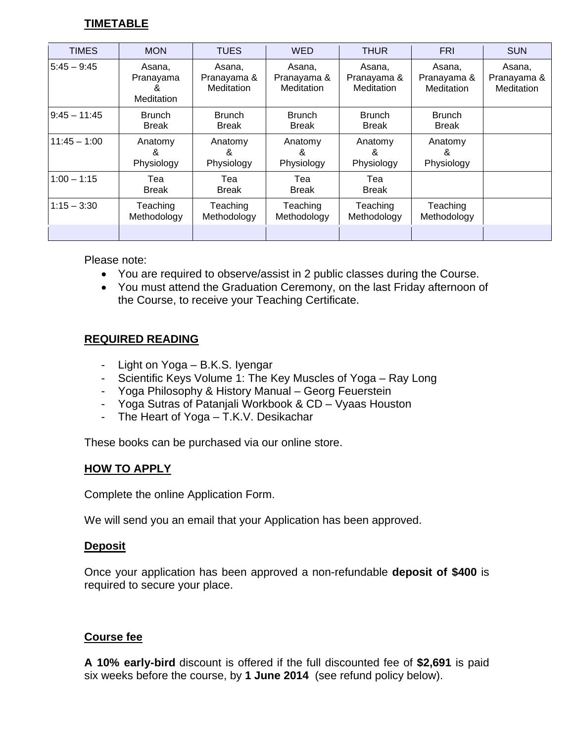## TIMETABLE

| TIMES | MON | TUES | WED | THUR | FRI | SUN |
|---|---|---|---|---|---|---|
| 5:45 – 9:45 | Asana, Pranayama & Meditation | Asana, Pranayama & Meditation | Asana, Pranayama & Meditation | Asana, Pranayama & Meditation | Asana, Pranayama & Meditation | Asana, Pranayama & Meditation |
| 9:45 – 11:45 | Brunch Break | Brunch Break | Brunch Break | Brunch Break | Brunch Break | |
| 11:45 – 1:00 | Anatomy & Physiology | Anatomy & Physiology | Anatomy & Physiology | Anatomy & Physiology | Anatomy & Physiology | |
| 1:00 – 1:15 | Tea Break | Tea Break | Tea Break | Tea Break | | |
| 1:15 – 3:30 | Teaching Methodology | Teaching Methodology | Teaching Methodology | Teaching Methodology | Teaching Methodology | |
| | | | | | | |

Please note:

- You are required to observe/assist in 2 public classes during the Course.
- You must attend the Graduation Ceremony, on the last Friday afternoon of the Course, to receive your Teaching Certificate.

## REQUIRED READING

- Light on Yoga – B.K.S. Iyengar
- Scientific Keys Volume 1: The Key Muscles of Yoga – Ray Long
- Yoga Philosophy & History Manual – Georg Feuerstein
- Yoga Sutras of Patanjali Workbook & CD – Vyaas Houston
- The Heart of Yoga – T.K.V. Desikachar

These books can be purchased via our online store.

## HOW TO APPLY

Complete the online Application Form.

We will send you an email that your Application has been approved.

### Deposit

Once your application has been approved a non-refundable **deposit of $400** is required to secure your place.

### Course fee

**A 10% early-bird** discount is offered if the full discounted fee of **$2,691** is paid six weeks before the course, by **1 June 2014** (see refund policy below).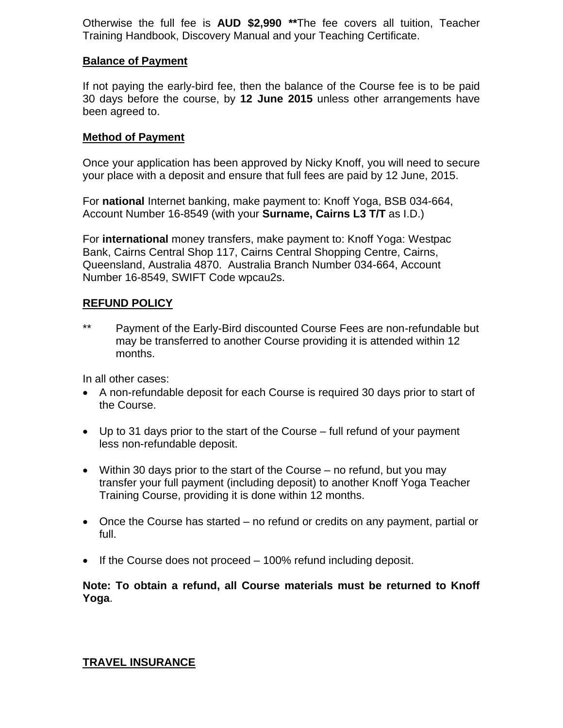Otherwise the full fee is **AUD $2,990 ****The fee covers all tuition, Teacher Training Handbook, Discovery Manual and your Teaching Certificate.

**Balance of Payment**

If not paying the early-bird fee, then the balance of the Course fee is to be paid 30 days before the course, by **12 June 2015** unless other arrangements have been agreed to.

**Method of Payment**

Once your application has been approved by Nicky Knoff, you will need to secure your place with a deposit and ensure that full fees are paid by 12 June, 2015.

For **national** Internet banking, make payment to: Knoff Yoga, BSB 034-664, Account Number 16-8549 (with your **Surname, Cairns L3 T/T** as I.D.)

For **international** money transfers, make payment to: Knoff Yoga: Westpac Bank, Cairns Central Shop 117, Cairns Central Shopping Centre, Cairns, Queensland, Australia 4870. Australia Branch Number 034-664, Account Number 16-8549, SWIFT Code wpcau2s.

**REFUND POLICY**

** Payment of the Early-Bird discounted Course Fees are non-refundable but may be transferred to another Course providing it is attended within 12 months.

In all other cases:

- A non-refundable deposit for each Course is required 30 days prior to start of the Course.
- Up to 31 days prior to the start of the Course – full refund of your payment less non-refundable deposit.
- Within 30 days prior to the start of the Course – no refund, but you may transfer your full payment (including deposit) to another Knoff Yoga Teacher Training Course, providing it is done within 12 months.
- Once the Course has started – no refund or credits on any payment, partial or full.
- If the Course does not proceed – 100% refund including deposit.

**Note: To obtain a refund, all Course materials must be returned to Knoff Yoga**.

**TRAVEL INSURANCE**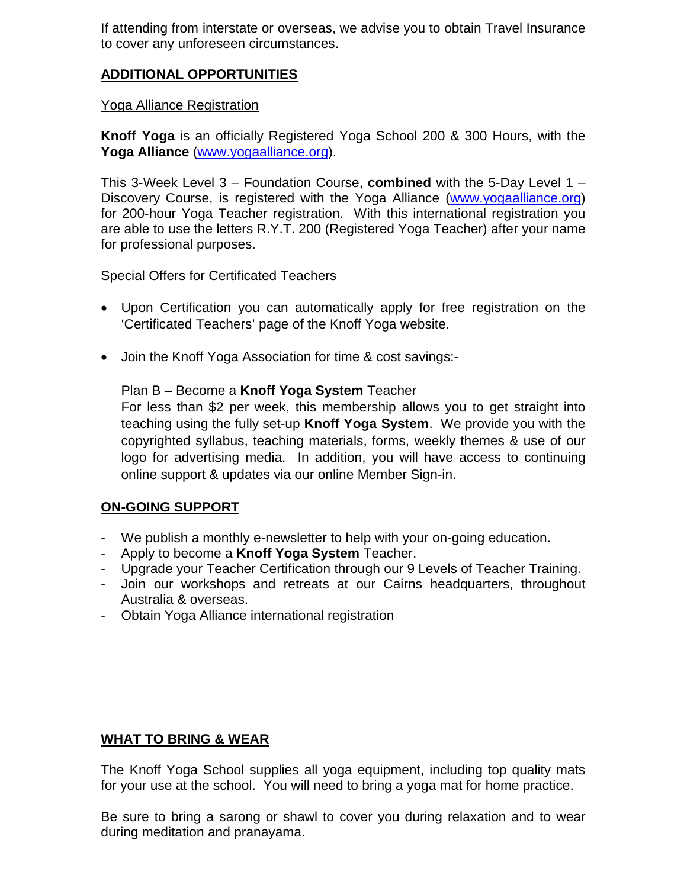If attending from interstate or overseas, we advise you to obtain Travel Insurance to cover any unforeseen circumstances.

## ADDITIONAL OPPORTUNITIES

Yoga Alliance Registration

**Knoff Yoga** is an officially Registered Yoga School 200 & 300 Hours, with the **Yoga Alliance** (www.yogaalliance.org).

This 3-Week Level 3 – Foundation Course, **combined** with the 5-Day Level 1 – Discovery Course, is registered with the Yoga Alliance (www.yogaalliance.org) for 200-hour Yoga Teacher registration. With this international registration you are able to use the letters R.Y.T. 200 (Registered Yoga Teacher) after your name for professional purposes.

Special Offers for Certificated Teachers

- Upon Certification you can automatically apply for free registration on the 'Certificated Teachers' page of the Knoff Yoga website.
- Join the Knoff Yoga Association for time & cost savings:-

  Plan B – Become a **Knoff Yoga System** Teacher
  For less than $2 per week, this membership allows you to get straight into teaching using the fully set-up **Knoff Yoga System**. We provide you with the copyrighted syllabus, teaching materials, forms, weekly themes & use of our logo for advertising media. In addition, you will have access to continuing online support & updates via our online Member Sign-in.

## ON-GOING SUPPORT

- We publish a monthly e-newsletter to help with your on-going education.
- Apply to become a **Knoff Yoga System** Teacher.
- Upgrade your Teacher Certification through our 9 Levels of Teacher Training.
- Join our workshops and retreats at our Cairns headquarters, throughout Australia & overseas.
- Obtain Yoga Alliance international registration

## WHAT TO BRING & WEAR

The Knoff Yoga School supplies all yoga equipment, including top quality mats for your use at the school. You will need to bring a yoga mat for home practice.

Be sure to bring a sarong or shawl to cover you during relaxation and to wear during meditation and pranayama.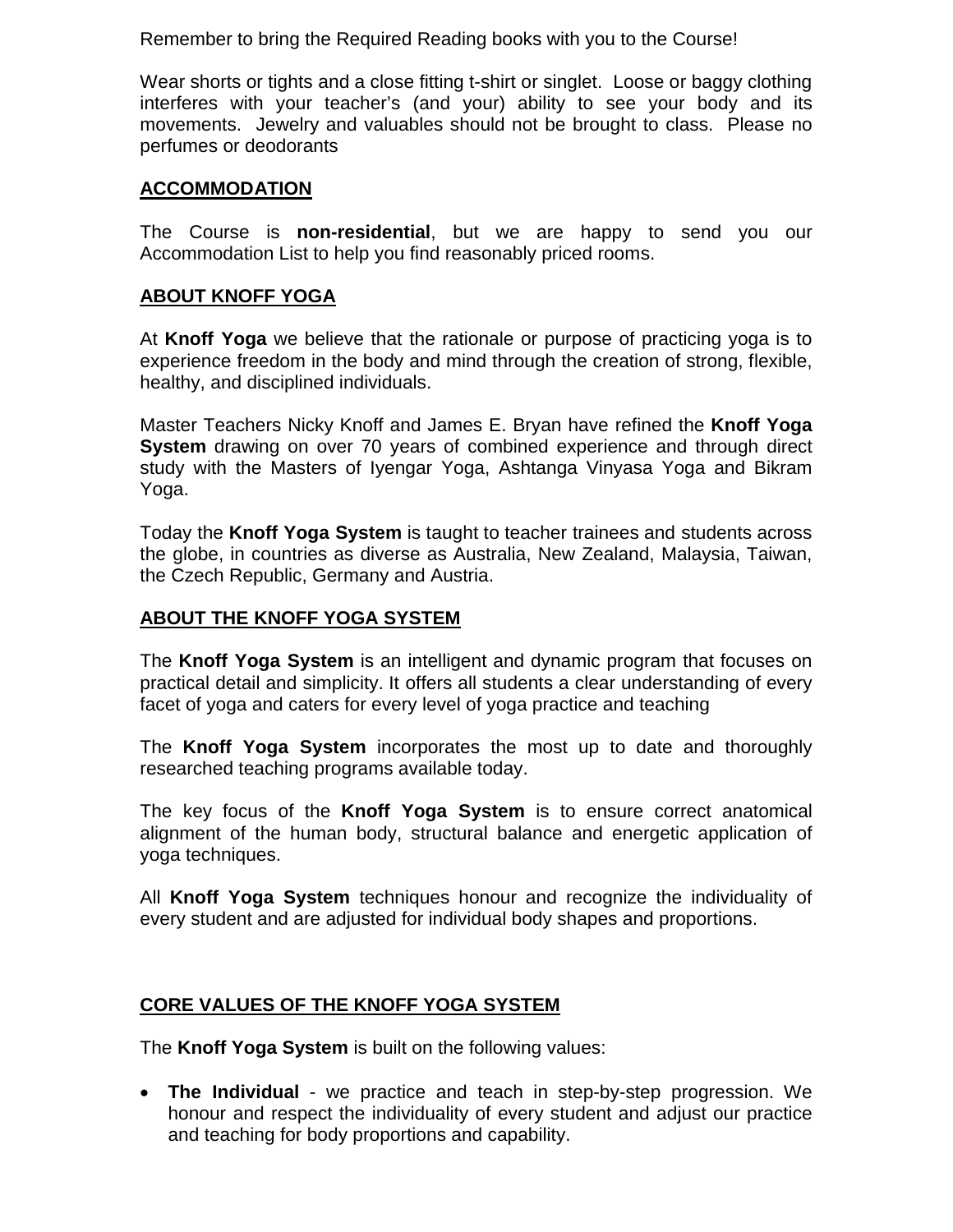Remember to bring the Required Reading books with you to the Course!

Wear shorts or tights and a close fitting t-shirt or singlet. Loose or baggy clothing interferes with your teacher's (and your) ability to see your body and its movements. Jewelry and valuables should not be brought to class. Please no perfumes or deodorants

## ACCOMMODATION

The Course is **non-residential**, but we are happy to send you our Accommodation List to help you find reasonably priced rooms.

## ABOUT KNOFF YOGA

At **Knoff Yoga** we believe that the rationale or purpose of practicing yoga is to experience freedom in the body and mind through the creation of strong, flexible, healthy, and disciplined individuals.

Master Teachers Nicky Knoff and James E. Bryan have refined the **Knoff Yoga System** drawing on over 70 years of combined experience and through direct study with the Masters of Iyengar Yoga, Ashtanga Vinyasa Yoga and Bikram Yoga.

Today the **Knoff Yoga System** is taught to teacher trainees and students across the globe, in countries as diverse as Australia, New Zealand, Malaysia, Taiwan, the Czech Republic, Germany and Austria.

## ABOUT THE KNOFF YOGA SYSTEM

The **Knoff Yoga System** is an intelligent and dynamic program that focuses on practical detail and simplicity. It offers all students a clear understanding of every facet of yoga and caters for every level of yoga practice and teaching

The **Knoff Yoga System** incorporates the most up to date and thoroughly researched teaching programs available today.

The key focus of the **Knoff Yoga System** is to ensure correct anatomical alignment of the human body, structural balance and energetic application of yoga techniques.

All **Knoff Yoga System** techniques honour and recognize the individuality of every student and are adjusted for individual body shapes and proportions.

## CORE VALUES OF THE KNOFF YOGA SYSTEM

The **Knoff Yoga System** is built on the following values:

- **The Individual** - we practice and teach in step-by-step progression. We honour and respect the individuality of every student and adjust our practice and teaching for body proportions and capability.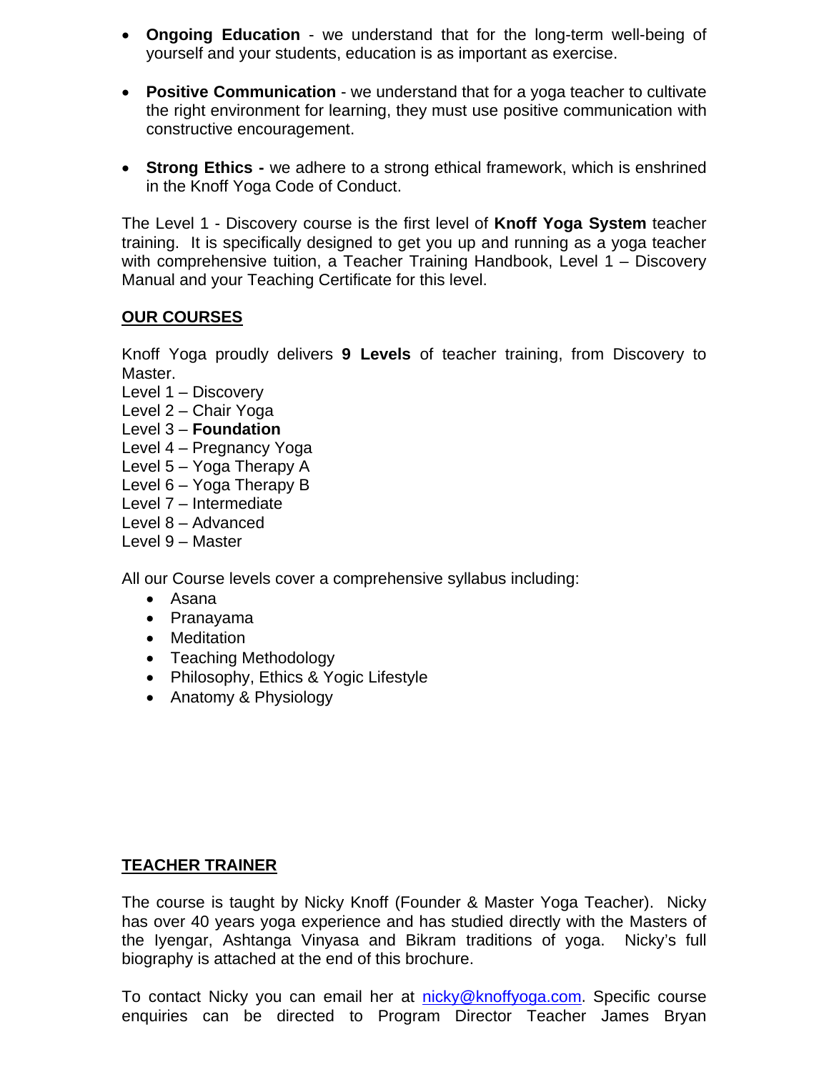- **Ongoing Education** - we understand that for the long-term well-being of yourself and your students, education is as important as exercise.

- **Positive Communication** - we understand that for a yoga teacher to cultivate the right environment for learning, they must use positive communication with constructive encouragement.

- **Strong Ethics -** we adhere to a strong ethical framework, which is enshrined in the Knoff Yoga Code of Conduct.

The Level 1 - Discovery course is the first level of **Knoff Yoga System** teacher training. It is specifically designed to get you up and running as a yoga teacher with comprehensive tuition, a Teacher Training Handbook, Level 1 – Discovery Manual and your Teaching Certificate for this level.

## OUR COURSES

Knoff Yoga proudly delivers **9 Levels** of teacher training, from Discovery to Master.

Level 1 – Discovery
Level 2 – Chair Yoga
Level 3 – **Foundation**
Level 4 – Pregnancy Yoga
Level 5 – Yoga Therapy A
Level 6 – Yoga Therapy B
Level 7 – Intermediate
Level 8 – Advanced
Level 9 – Master

All our Course levels cover a comprehensive syllabus including:

- Asana
- Pranayama
- Meditation
- Teaching Methodology
- Philosophy, Ethics & Yogic Lifestyle
- Anatomy & Physiology

## TEACHER TRAINER

The course is taught by Nicky Knoff (Founder & Master Yoga Teacher). Nicky has over 40 years yoga experience and has studied directly with the Masters of the Iyengar, Ashtanga Vinyasa and Bikram traditions of yoga. Nicky's full biography is attached at the end of this brochure.

To contact Nicky you can email her at nicky@knoffyoga.com. Specific course enquiries can be directed to Program Director Teacher James Bryan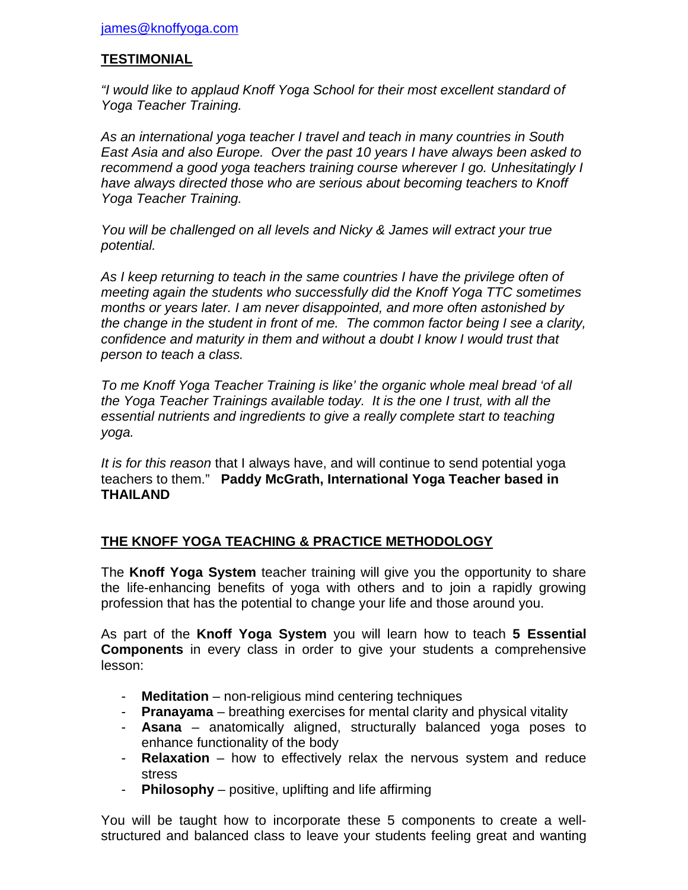[james@knoffyoga.com](mailto:james@knoffyoga.com)

## TESTIMONIAL

*"I would like to applaud Knoff Yoga School for their most excellent standard of Yoga Teacher Training.*

*As an international yoga teacher I travel and teach in many countries in South East Asia and also Europe. Over the past 10 years I have always been asked to recommend a good yoga teachers training course wherever I go. Unhesitatingly I have always directed those who are serious about becoming teachers to Knoff Yoga Teacher Training.*

*You will be challenged on all levels and Nicky & James will extract your true potential.*

*As I keep returning to teach in the same countries I have the privilege often of meeting again the students who successfully did the Knoff Yoga TTC sometimes months or years later. I am never disappointed, and more often astonished by the change in the student in front of me. The common factor being I see a clarity, confidence and maturity in them and without a doubt I know I would trust that person to teach a class.*

*To me Knoff Yoga Teacher Training is like' the organic whole meal bread 'of all the Yoga Teacher Trainings available today. It is the one I trust, with all the essential nutrients and ingredients to give a really complete start to teaching yoga.*

*It is for this reason* that I always have, and will continue to send potential yoga teachers to them." **Paddy McGrath, International Yoga Teacher based in THAILAND**

## THE KNOFF YOGA TEACHING & PRACTICE METHODOLOGY

The **Knoff Yoga System** teacher training will give you the opportunity to share the life-enhancing benefits of yoga with others and to join a rapidly growing profession that has the potential to change your life and those around you.

As part of the **Knoff Yoga System** you will learn how to teach **5 Essential Components** in every class in order to give your students a comprehensive lesson:

- **Meditation** – non-religious mind centering techniques
- **Pranayama** – breathing exercises for mental clarity and physical vitality
- **Asana** – anatomically aligned, structurally balanced yoga poses to enhance functionality of the body
- **Relaxation** – how to effectively relax the nervous system and reduce stress
- **Philosophy** – positive, uplifting and life affirming

You will be taught how to incorporate these 5 components to create a well-structured and balanced class to leave your students feeling great and wanting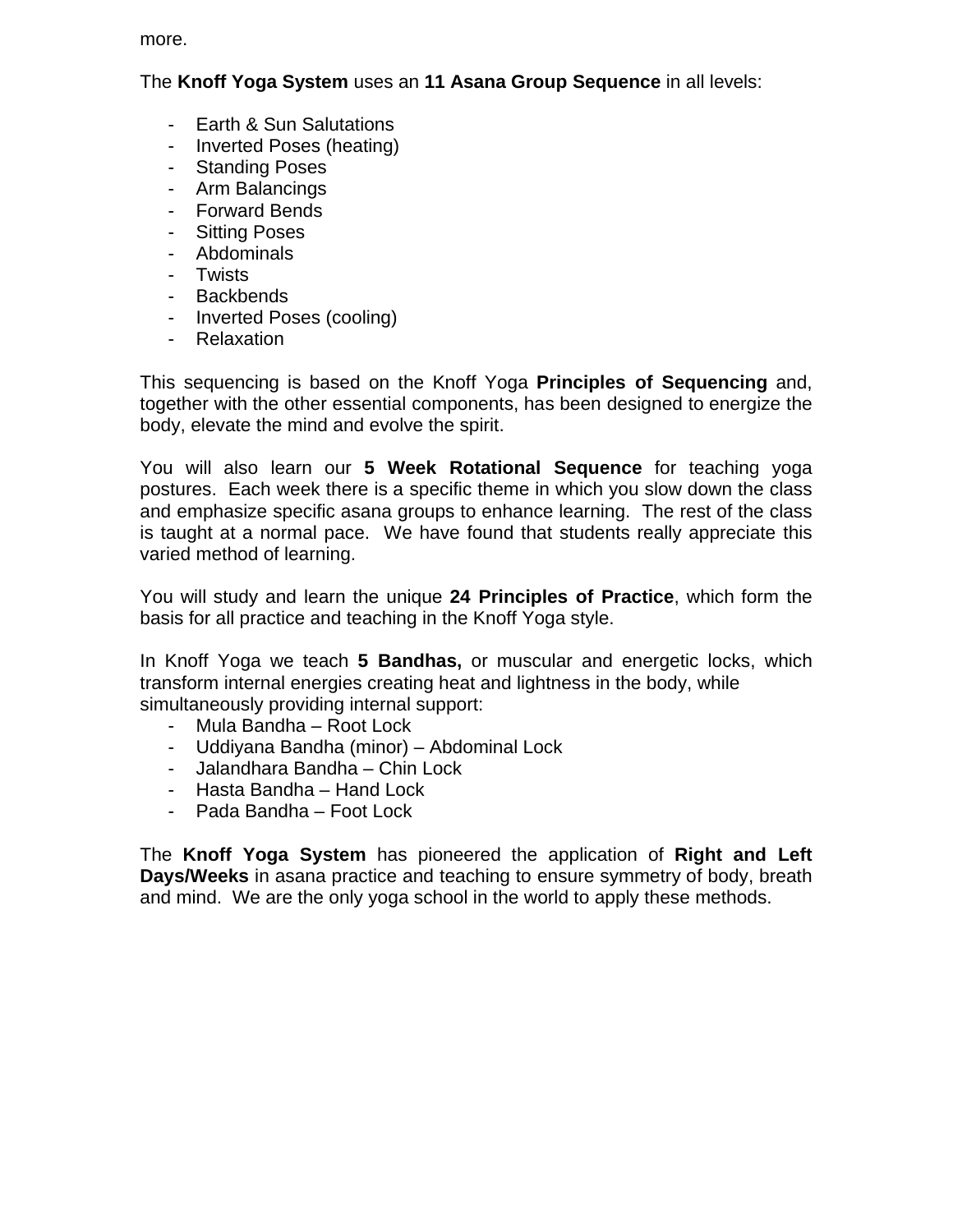more.

The **Knoff Yoga System** uses an **11 Asana Group Sequence** in all levels:

- Earth & Sun Salutations
- Inverted Poses (heating)
- Standing Poses
- Arm Balancings
- Forward Bends
- Sitting Poses
- Abdominals
- Twists
- Backbends
- Inverted Poses (cooling)
- Relaxation

This sequencing is based on the Knoff Yoga **Principles of Sequencing** and, together with the other essential components, has been designed to energize the body, elevate the mind and evolve the spirit.

You will also learn our **5 Week Rotational Sequence** for teaching yoga postures. Each week there is a specific theme in which you slow down the class and emphasize specific asana groups to enhance learning. The rest of the class is taught at a normal pace. We have found that students really appreciate this varied method of learning.

You will study and learn the unique **24 Principles of Practice**, which form the basis for all practice and teaching in the Knoff Yoga style.

In Knoff Yoga we teach **5 Bandhas,** or muscular and energetic locks, which transform internal energies creating heat and lightness in the body, while simultaneously providing internal support:

- Mula Bandha – Root Lock
- Uddiyana Bandha (minor) – Abdominal Lock
- Jalandhara Bandha – Chin Lock
- Hasta Bandha – Hand Lock
- Pada Bandha – Foot Lock

The **Knoff Yoga System** has pioneered the application of **Right and Left Days/Weeks** in asana practice and teaching to ensure symmetry of body, breath and mind. We are the only yoga school in the world to apply these methods.